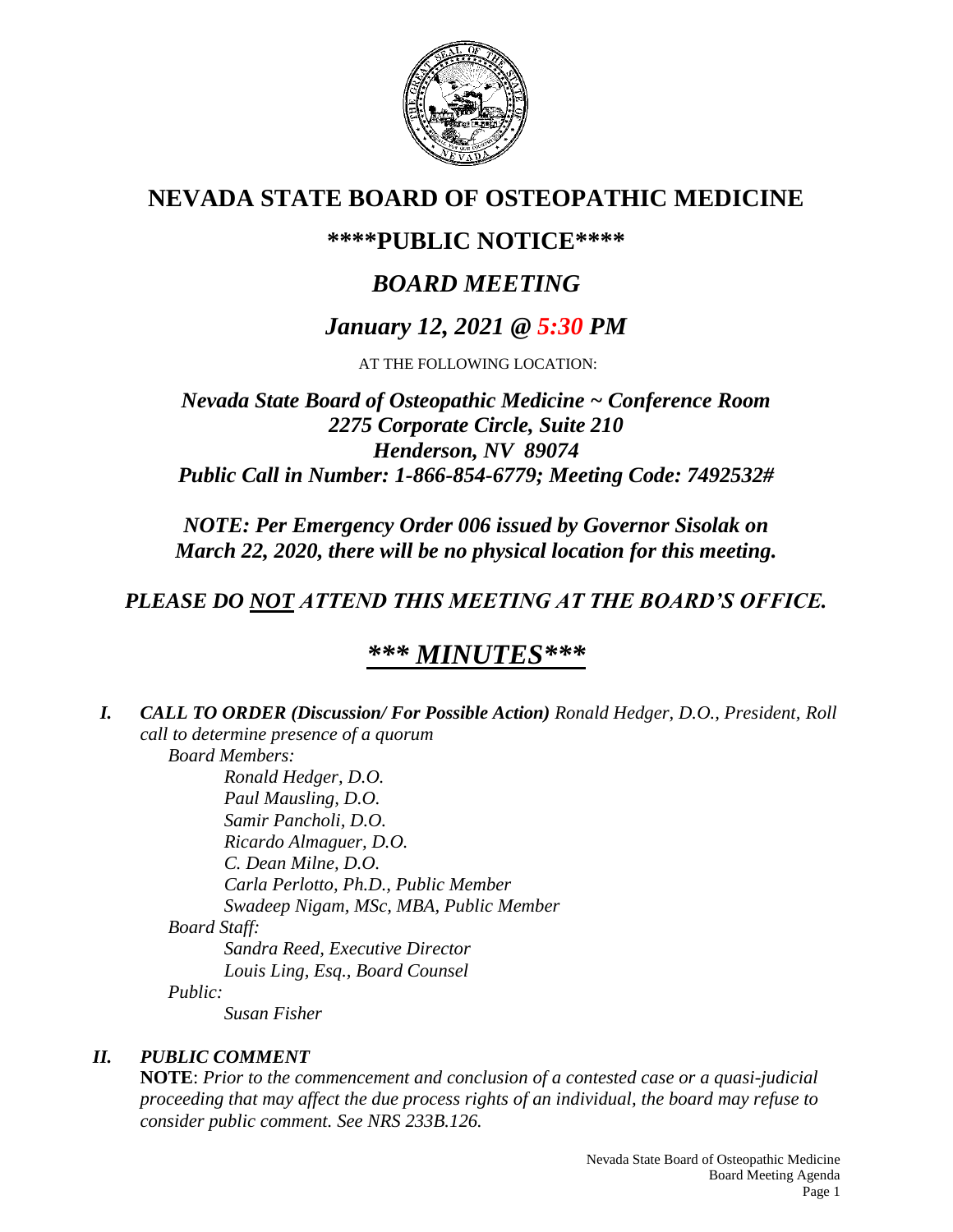# NEVADA STATE BOARD OF OSTEOPATHIC MEDICINE

## \*\*\*\*PUBLIC NOTICE\*\*\*\*

## *BOARD MEETING*

## *January 12, 2021 @ 5:30 PM*

AT THE FOLLOWING LOCATION:

***Nevada State Board of Osteopathic Medicine ~ Conference Room***
***2275 Corporate Circle, Suite 210***
***Henderson, NV 89074***
***Public Call in Number: 1-866-854-6779; Meeting Code: 7492532#***

***NOTE: Per Emergency Order 006 issued by Governor Sisolak on March 22, 2020, there will be no physical location for this meeting.***

***PLEASE DO NOT ATTEND THIS MEETING AT THE BOARD'S OFFICE.***

## ***\*\*\* MINUTES\*\*\****

***I. CALL TO ORDER (Discussion/ For Possible Action)*** *Ronald Hedger, D.O., President, Roll call to determine presence of a quorum*

*Board Members:*

- *Ronald Hedger, D.O.*
- *Paul Mausling, D.O.*
- *Samir Pancholi, D.O.*
- *Ricardo Almaguer, D.O.*
- *C. Dean Milne, D.O.*
- *Carla Perlotto, Ph.D., Public Member*
- *Swadeep Nigam, MSc, MBA, Public Member*

*Board Staff:*

- *Sandra Reed, Executive Director*
- *Louis Ling, Esq., Board Counsel*

*Public:*

- *Susan Fisher*

***II. PUBLIC COMMENT***

**NOTE**: *Prior to the commencement and conclusion of a contested case or a quasi-judicial proceeding that may affect the due process rights of an individual, the board may refuse to consider public comment. See NRS 233B.126.*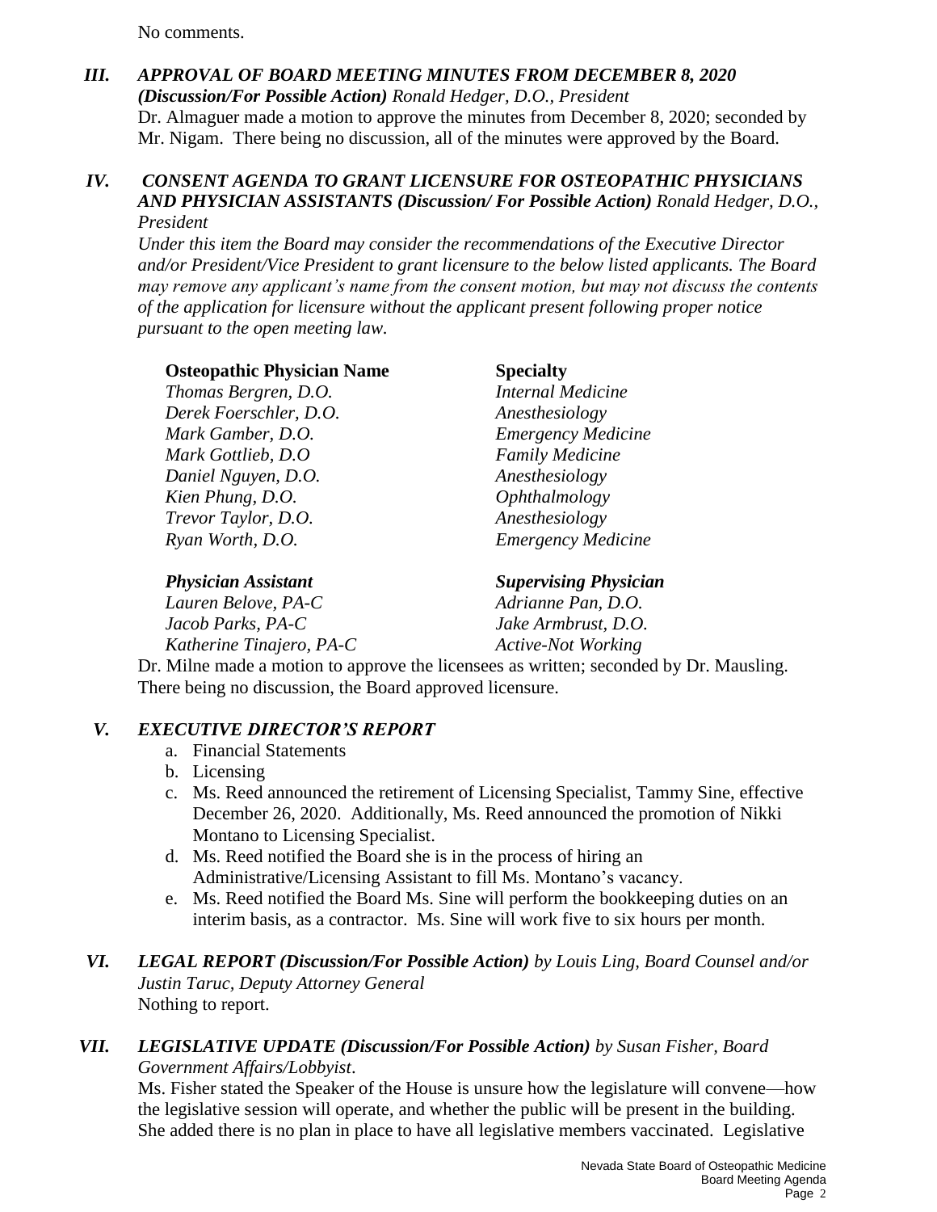No comments.

### III. *APPROVAL OF BOARD MEETING MINUTES FROM DECEMBER 8, 2020 (Discussion/For Possible Action) Ronald Hedger, D.O., President*

Dr. Almaguer made a motion to approve the minutes from December 8, 2020; seconded by Mr. Nigam. There being no discussion, all of the minutes were approved by the Board.

### IV. *CONSENT AGENDA TO GRANT LICENSURE FOR OSTEOPATHIC PHYSICIANS AND PHYSICIAN ASSISTANTS (Discussion/ For Possible Action) Ronald Hedger, D.O., President*

*Under this item the Board may consider the recommendations of the Executive Director and/or President/Vice President to grant licensure to the below listed applicants. The Board may remove any applicant's name from the consent motion, but may not discuss the contents of the application for licensure without the applicant present following proper notice pursuant to the open meeting law.*

| **Osteopathic Physician Name** | **Specialty** |
|---|---|
| *Thomas Bergren, D.O.* | *Internal Medicine* |
| *Derek Foerschler, D.O.* | *Anesthesiology* |
| *Mark Gamber, D.O.* | *Emergency Medicine* |
| *Mark Gottlieb, D.O* | *Family Medicine* |
| *Daniel Nguyen, D.O.* | *Anesthesiology* |
| *Kien Phung, D.O.* | *Ophthalmology* |
| *Trevor Taylor, D.O.* | *Anesthesiology* |
| *Ryan Worth, D.O.* | *Emergency Medicine* |

| ***Physician Assistant*** | ***Supervising Physician*** |
|---|---|
| *Lauren Belove, PA-C* | *Adrianne Pan, D.O.* |
| *Jacob Parks, PA-C* | *Jake Armbrust, D.O.* |
| *Katherine Tinajero, PA-C* | *Active-Not Working* |

Dr. Milne made a motion to approve the licensees as written; seconded by Dr. Mausling. There being no discussion, the Board approved licensure.

### V. *EXECUTIVE DIRECTOR'S REPORT*

a. Financial Statements
b. Licensing
c. Ms. Reed announced the retirement of Licensing Specialist, Tammy Sine, effective December 26, 2020. Additionally, Ms. Reed announced the promotion of Nikki Montano to Licensing Specialist.
d. Ms. Reed notified the Board she is in the process of hiring an Administrative/Licensing Assistant to fill Ms. Montano's vacancy.
e. Ms. Reed notified the Board Ms. Sine will perform the bookkeeping duties on an interim basis, as a contractor. Ms. Sine will work five to six hours per month.

### VI. *LEGAL REPORT (Discussion/For Possible Action) by Louis Ling, Board Counsel and/or Justin Taruc, Deputy Attorney General*

Nothing to report.

### VII. *LEGISLATIVE UPDATE (Discussion/For Possible Action) by Susan Fisher, Board Government Affairs/Lobbyist*.

Ms. Fisher stated the Speaker of the House is unsure how the legislature will convene—how the legislative session will operate, and whether the public will be present in the building. She added there is no plan in place to have all legislative members vaccinated. Legislative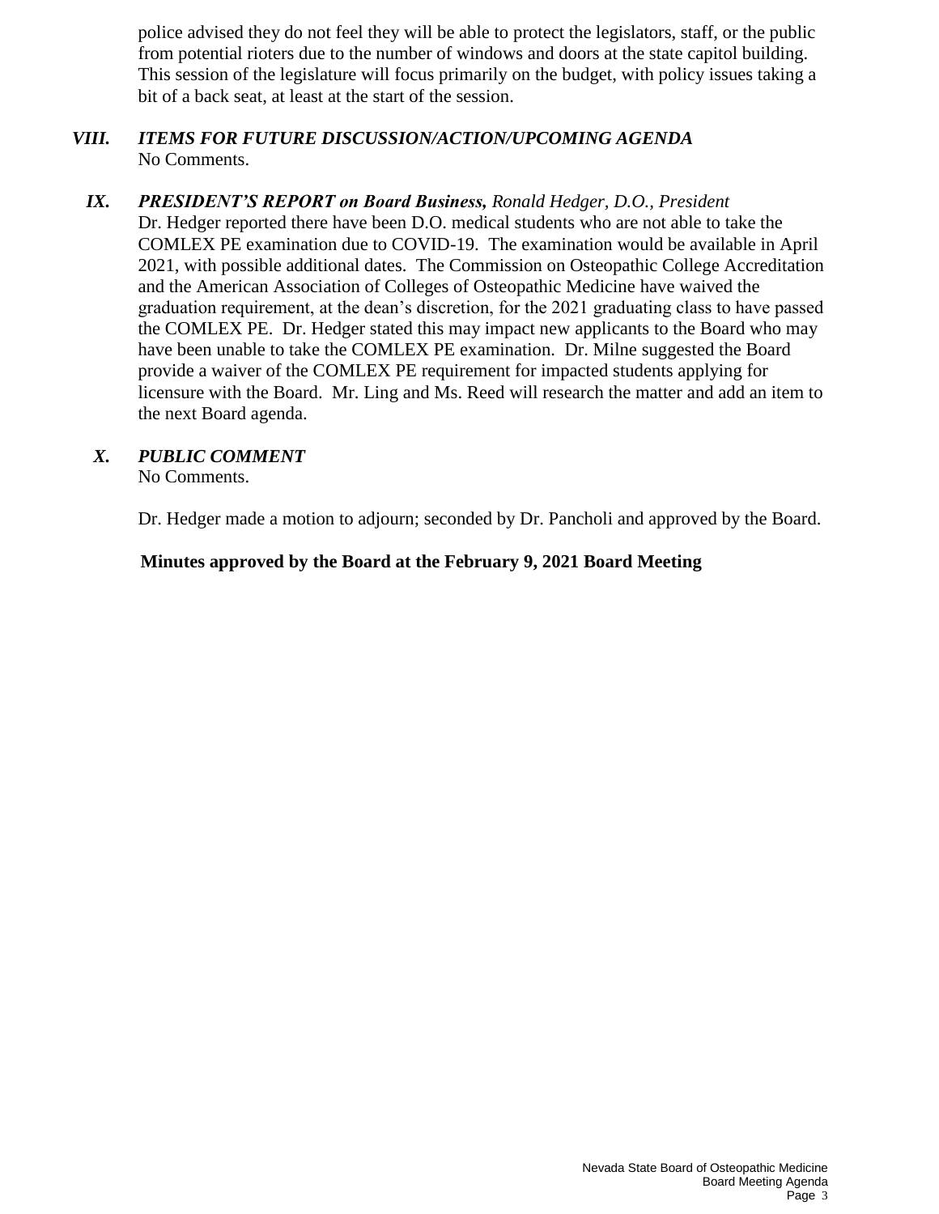police advised they do not feel they will be able to protect the legislators, staff, or the public from potential rioters due to the number of windows and doors at the state capitol building. This session of the legislature will focus primarily on the budget, with policy issues taking a bit of a back seat, at least at the start of the session.

## VIII. *ITEMS FOR FUTURE DISCUSSION/ACTION/UPCOMING AGENDA*

No Comments.

## IX. *PRESIDENT'S REPORT on Board Business, Ronald Hedger, D.O., President*

Dr. Hedger reported there have been D.O. medical students who are not able to take the COMLEX PE examination due to COVID-19. The examination would be available in April 2021, with possible additional dates. The Commission on Osteopathic College Accreditation and the American Association of Colleges of Osteopathic Medicine have waived the graduation requirement, at the dean's discretion, for the 2021 graduating class to have passed the COMLEX PE. Dr. Hedger stated this may impact new applicants to the Board who may have been unable to take the COMLEX PE examination. Dr. Milne suggested the Board provide a waiver of the COMLEX PE requirement for impacted students applying for licensure with the Board. Mr. Ling and Ms. Reed will research the matter and add an item to the next Board agenda.

## X. *PUBLIC COMMENT*

No Comments.

Dr. Hedger made a motion to adjourn; seconded by Dr. Pancholi and approved by the Board.

**Minutes approved by the Board at the February 9, 2021 Board Meeting**